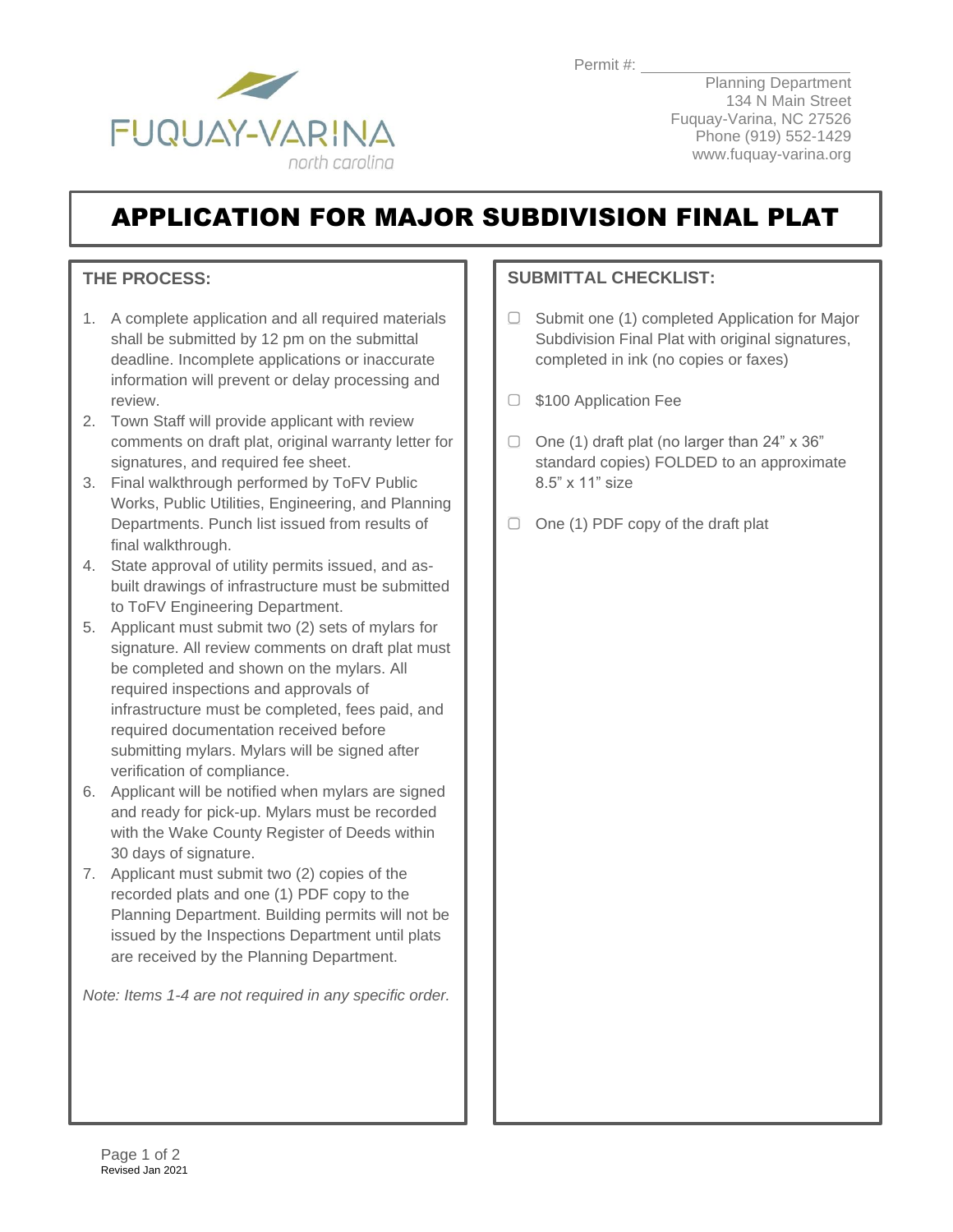Permit #: ______________________

Planning Department
134 N Main Street
Fuquay-Varina, NC 27526
Phone (919) 552-1429
www.fuquay-varina.org

# APPLICATION FOR MAJOR SUBDIVISION FINAL PLAT

## THE PROCESS:

1. A complete application and all required materials shall be submitted by 12 pm on the submittal deadline. Incomplete applications or inaccurate information will prevent or delay processing and review.
2. Town Staff will provide applicant with review comments on draft plat, original warranty letter for signatures, and required fee sheet.
3. Final walkthrough performed by ToFV Public Works, Public Utilities, Engineering, and Planning Departments. Punch list issued from results of final walkthrough.
4. State approval of utility permits issued, and as-built drawings of infrastructure must be submitted to ToFV Engineering Department.
5. Applicant must submit two (2) sets of mylars for signature. All review comments on draft plat must be completed and shown on the mylars. All required inspections and approvals of infrastructure must be completed, fees paid, and required documentation received before submitting mylars. Mylars will be signed after verification of compliance.
6. Applicant will be notified when mylars are signed and ready for pick-up. Mylars must be recorded with the Wake County Register of Deeds within 30 days of signature.
7. Applicant must submit two (2) copies of the recorded plats and one (1) PDF copy to the Planning Department. Building permits will not be issued by the Inspections Department until plats are received by the Planning Department.

*Note: Items 1-4 are not required in any specific order.*

## SUBMITTAL CHECKLIST:

- ☐ Submit one (1) completed Application for Major Subdivision Final Plat with original signatures, completed in ink (no copies or faxes)
- ☐ $100 Application Fee
- ☐ One (1) draft plat (no larger than 24" x 36" standard copies) FOLDED to an approximate 8.5" x 11" size
- ☐ One (1) PDF copy of the draft plat

Revised Jan 2021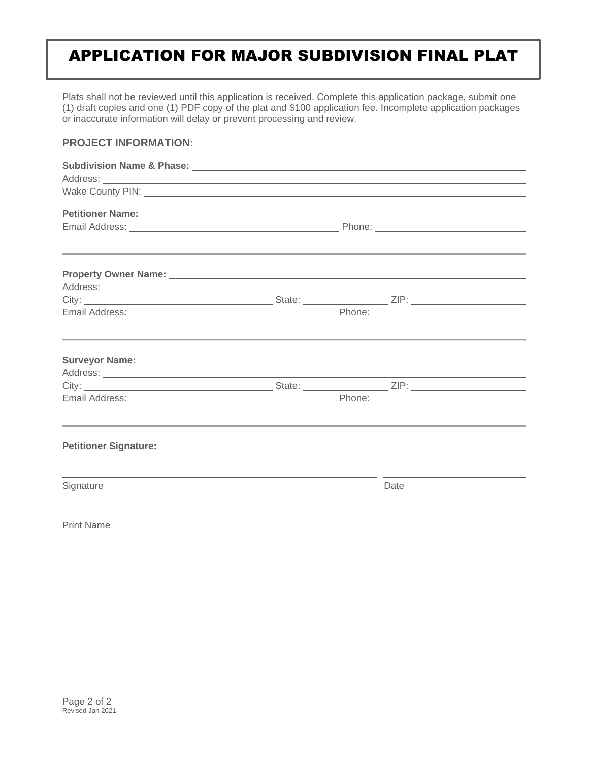# APPLICATION FOR MAJOR SUBDIVISION FINAL PLAT

Plats shall not be reviewed until this application is received. Complete this application package, submit one (1) draft copies and one (1) PDF copy of the plat and $100 application fee. Incomplete application packages or inaccurate information will delay or prevent processing and review.

**PROJECT INFORMATION:**

**Subdivision Name & Phase:** ______________________________

Address: ______________________________

Wake County PIN: ______________________________

**Petitioner Name:** ______________________________

Email Address: ____________________ Phone: ____________________

---

**Property Owner Name:** ______________________________

Address: ______________________________

City: ____________________ State: __________ ZIP: __________

Email Address: ____________________ Phone: ____________________

---

**Surveyor Name:** ______________________________

Address: ______________________________

City: ____________________ State: __________ ZIP: __________

Email Address: ____________________ Phone: ____________________

---

**Petitioner Signature:**

______________________________ ____________________

Signature Date

______________________________

Print Name

Revised Jan 2021